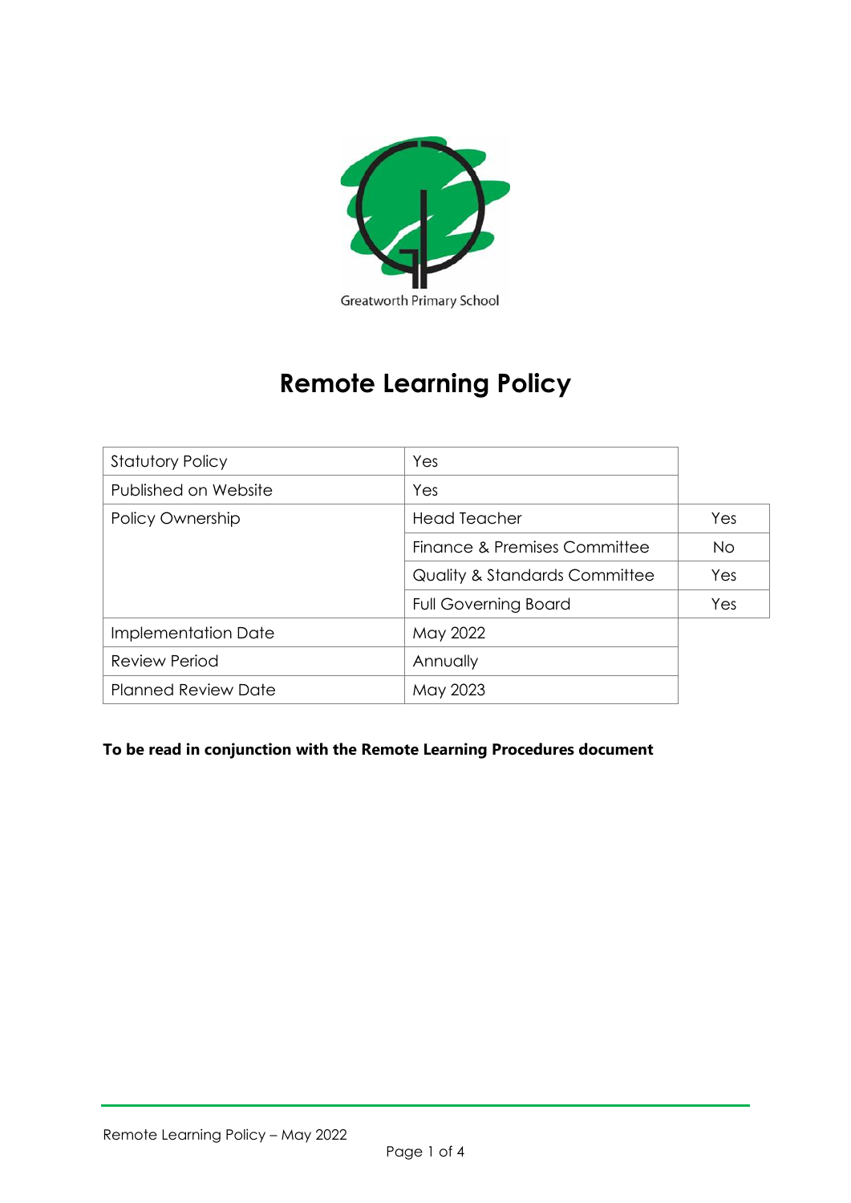Greatworth Primary School

# Remote Learning Policy

| Statutory Policy | Yes | |
|---|---|---|
| Published on Website | Yes | |
| Policy Ownership | Head Teacher | Yes |
| | Finance & Premises Committee | No |
| | Quality & Standards Committee | Yes |
| | Full Governing Board | Yes |
| Implementation Date | May 2022 | |
| Review Period | Annually | |
| Planned Review Date | May 2023 | |

**To be read in conjunction with the Remote Learning Procedures document**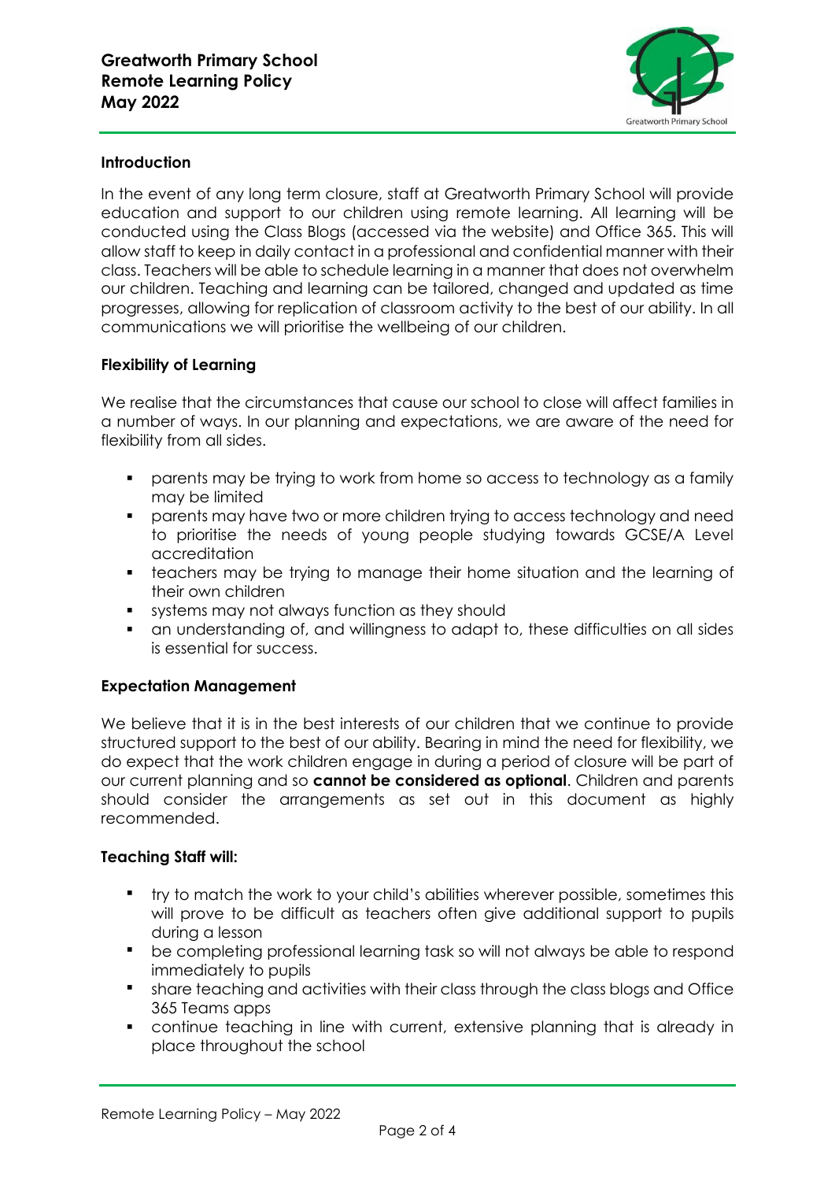# Greatworth Primary School
# Remote Learning Policy
# May 2022

## Introduction

In the event of any long term closure, staff at Greatworth Primary School will provide education and support to our children using remote learning. All learning will be conducted using the Class Blogs (accessed via the website) and Office 365. This will allow staff to keep in daily contact in a professional and confidential manner with their class. Teachers will be able to schedule learning in a manner that does not overwhelm our children. Teaching and learning can be tailored, changed and updated as time progresses, allowing for replication of classroom activity to the best of our ability. In all communications we will prioritise the wellbeing of our children.

## Flexibility of Learning

We realise that the circumstances that cause our school to close will affect families in a number of ways. In our planning and expectations, we are aware of the need for flexibility from all sides.

- parents may be trying to work from home so access to technology as a family may be limited
- parents may have two or more children trying to access technology and need to prioritise the needs of young people studying towards GCSE/A Level accreditation
- teachers may be trying to manage their home situation and the learning of their own children
- systems may not always function as they should
- an understanding of, and willingness to adapt to, these difficulties on all sides is essential for success.

## Expectation Management

We believe that it is in the best interests of our children that we continue to provide structured support to the best of our ability. Bearing in mind the need for flexibility, we do expect that the work children engage in during a period of closure will be part of our current planning and so **cannot be considered as optional**. Children and parents should consider the arrangements as set out in this document as highly recommended.

## Teaching Staff will:

- try to match the work to your child's abilities wherever possible, sometimes this will prove to be difficult as teachers often give additional support to pupils during a lesson
- be completing professional learning task so will not always be able to respond immediately to pupils
- share teaching and activities with their class through the class blogs and Office 365 Teams apps
- continue teaching in line with current, extensive planning that is already in place throughout the school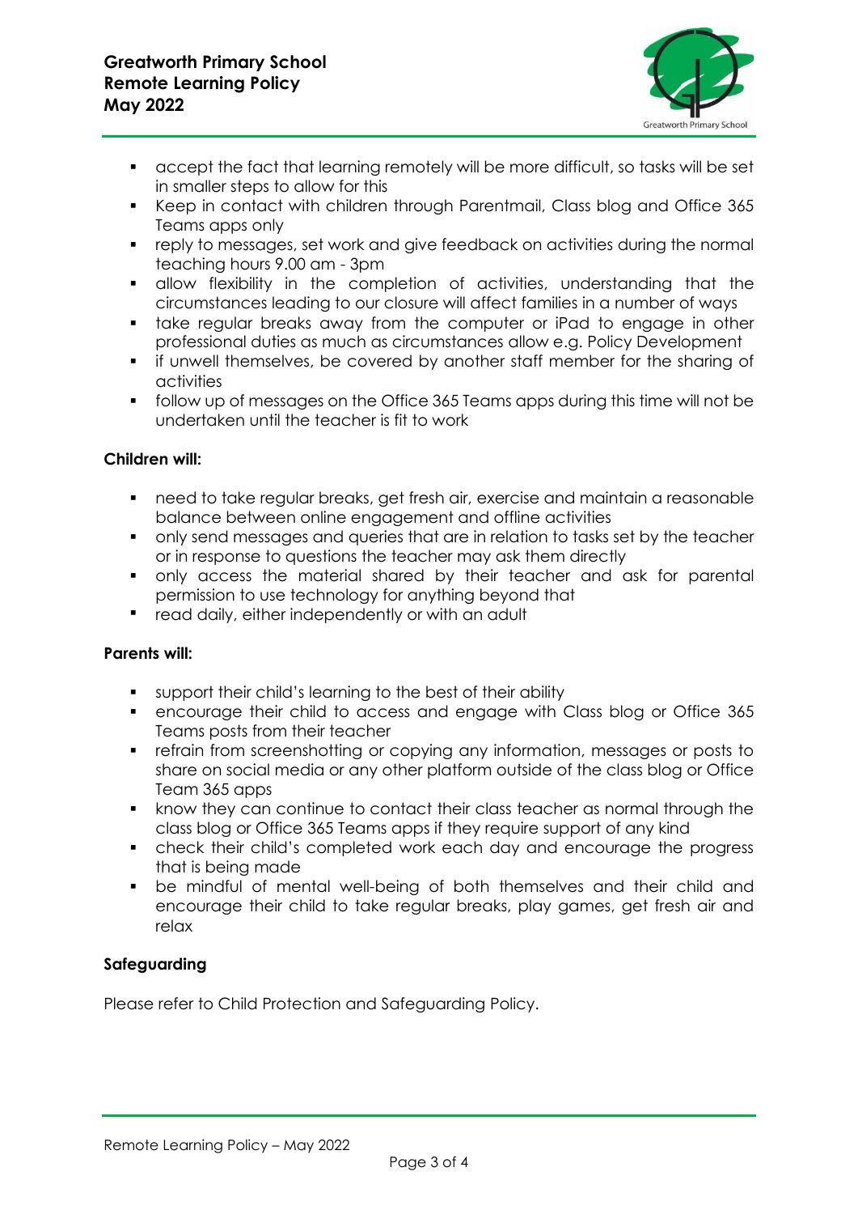- accept the fact that learning remotely will be more difficult, so tasks will be set in smaller steps to allow for this
- Keep in contact with children through Parentmail, Class blog and Office 365 Teams apps only
- reply to messages, set work and give feedback on activities during the normal teaching hours 9.00 am - 3pm
- allow flexibility in the completion of activities, understanding that the circumstances leading to our closure will affect families in a number of ways
- take regular breaks away from the computer or iPad to engage in other professional duties as much as circumstances allow e.g. Policy Development
- if unwell themselves, be covered by another staff member for the sharing of activities
- follow up of messages on the Office 365 Teams apps during this time will not be undertaken until the teacher is fit to work

**Children will:**

- need to take regular breaks, get fresh air, exercise and maintain a reasonable balance between online engagement and offline activities
- only send messages and queries that are in relation to tasks set by the teacher or in response to questions the teacher may ask them directly
- only access the material shared by their teacher and ask for parental permission to use technology for anything beyond that
- read daily, either independently or with an adult

**Parents will:**

- support their child's learning to the best of their ability
- encourage their child to access and engage with Class blog or Office 365 Teams posts from their teacher
- refrain from screenshotting or copying any information, messages or posts to share on social media or any other platform outside of the class blog or Office Team 365 apps
- know they can continue to contact their class teacher as normal through the class blog or Office 365 Teams apps if they require support of any kind
- check their child's completed work each day and encourage the progress that is being made
- be mindful of mental well-being of both themselves and their child and encourage their child to take regular breaks, play games, get fresh air and relax

**Safeguarding**

Please refer to Child Protection and Safeguarding Policy.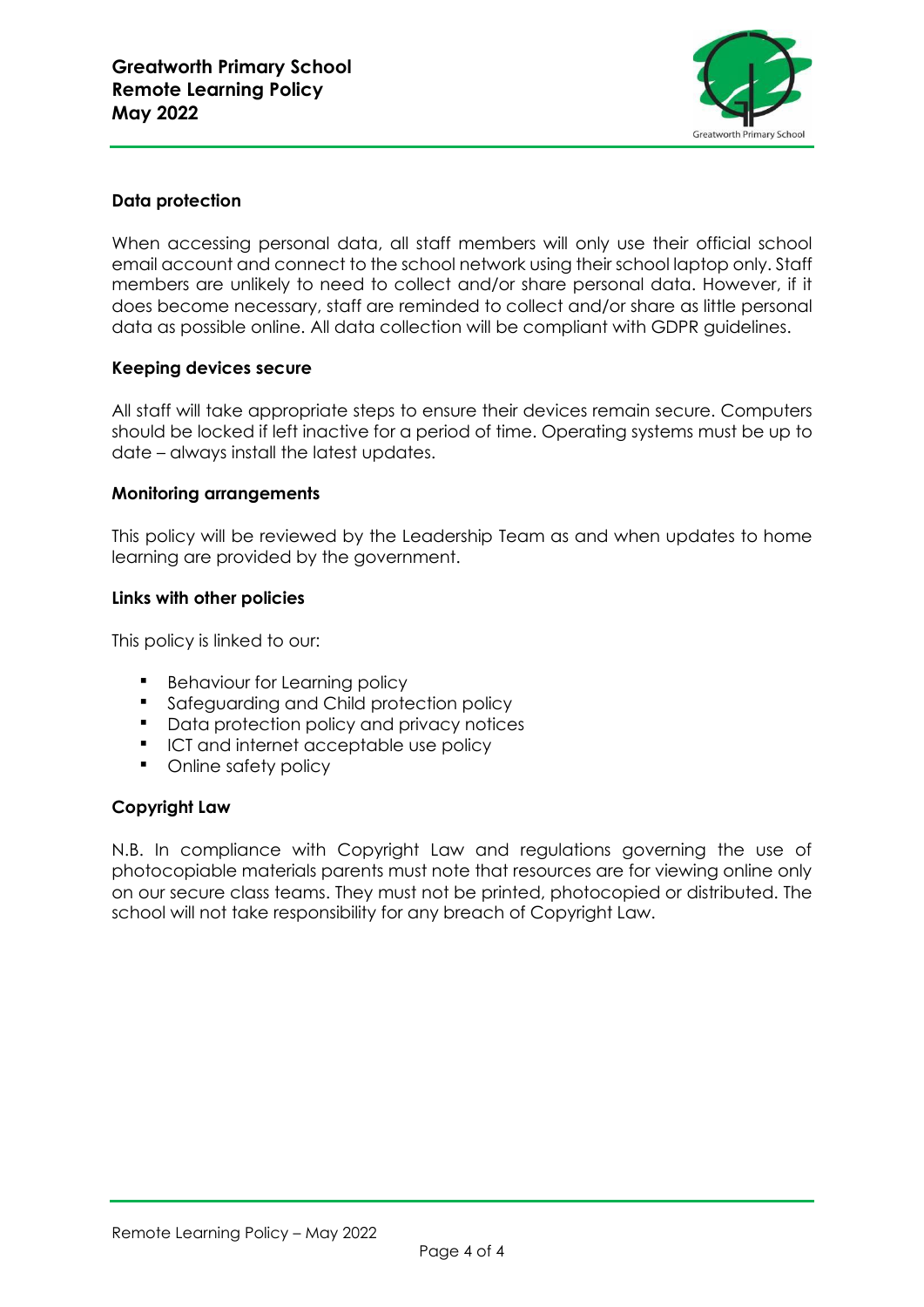### Data protection

When accessing personal data, all staff members will only use their official school email account and connect to the school network using their school laptop only. Staff members are unlikely to need to collect and/or share personal data. However, if it does become necessary, staff are reminded to collect and/or share as little personal data as possible online. All data collection will be compliant with GDPR guidelines.

### Keeping devices secure

All staff will take appropriate steps to ensure their devices remain secure. Computers should be locked if left inactive for a period of time. Operating systems must be up to date – always install the latest updates.

### Monitoring arrangements

This policy will be reviewed by the Leadership Team as and when updates to home learning are provided by the government.

### Links with other policies

This policy is linked to our:

- Behaviour for Learning policy
- Safeguarding and Child protection policy
- Data protection policy and privacy notices
- ICT and internet acceptable use policy
- Online safety policy

### Copyright Law

N.B. In compliance with Copyright Law and regulations governing the use of photocopiable materials parents must note that resources are for viewing online only on our secure class teams. They must not be printed, photocopied or distributed. The school will not take responsibility for any breach of Copyright Law.